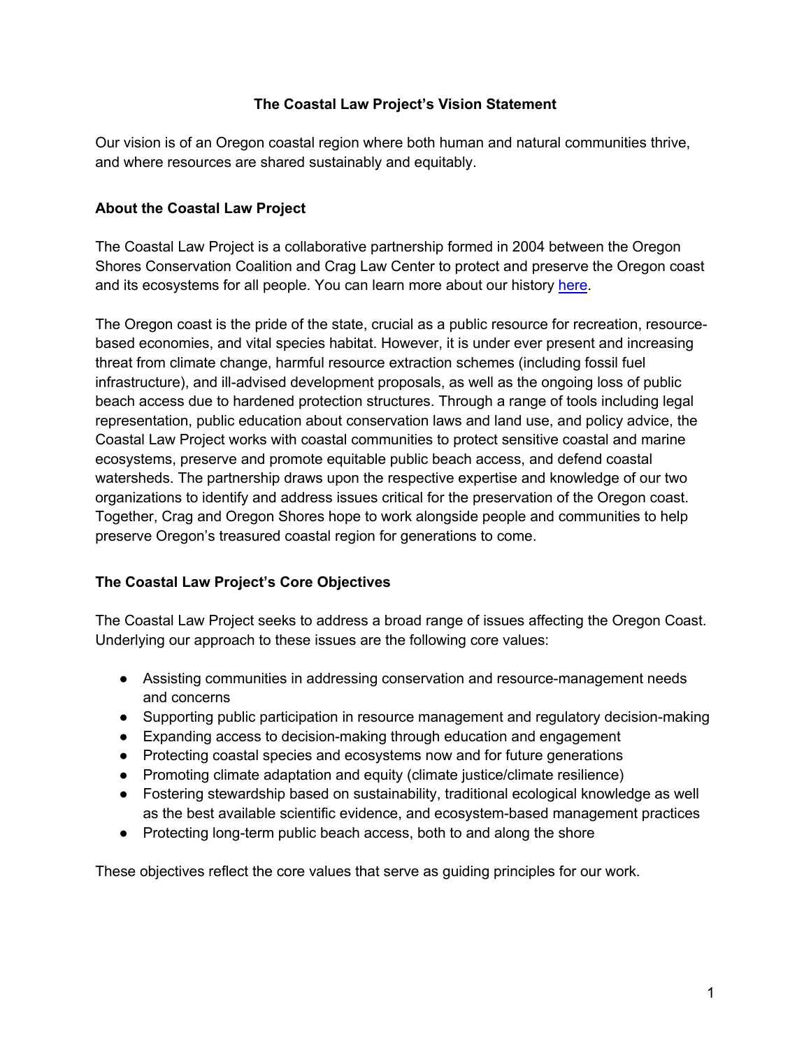# The Coastal Law Project's Vision Statement

Our vision is of an Oregon coastal region where both human and natural communities thrive, and where resources are shared sustainably and equitably.

## About the Coastal Law Project

The Coastal Law Project is a collaborative partnership formed in 2004 between the Oregon Shores Conservation Coalition and Crag Law Center to protect and preserve the Oregon coast and its ecosystems for all people. You can learn more about our history here.

The Oregon coast is the pride of the state, crucial as a public resource for recreation, resource-based economies, and vital species habitat. However, it is under ever present and increasing threat from climate change, harmful resource extraction schemes (including fossil fuel infrastructure), and ill-advised development proposals, as well as the ongoing loss of public beach access due to hardened protection structures. Through a range of tools including legal representation, public education about conservation laws and land use, and policy advice, the Coastal Law Project works with coastal communities to protect sensitive coastal and marine ecosystems, preserve and promote equitable public beach access, and defend coastal watersheds. The partnership draws upon the respective expertise and knowledge of our two organizations to identify and address issues critical for the preservation of the Oregon coast. Together, Crag and Oregon Shores hope to work alongside people and communities to help preserve Oregon's treasured coastal region for generations to come.

## The Coastal Law Project's Core Objectives

The Coastal Law Project seeks to address a broad range of issues affecting the Oregon Coast. Underlying our approach to these issues are the following core values:

- Assisting communities in addressing conservation and resource-management needs and concerns
- Supporting public participation in resource management and regulatory decision-making
- Expanding access to decision-making through education and engagement
- Protecting coastal species and ecosystems now and for future generations
- Promoting climate adaptation and equity (climate justice/climate resilience)
- Fostering stewardship based on sustainability, traditional ecological knowledge as well as the best available scientific evidence, and ecosystem-based management practices
- Protecting long-term public beach access, both to and along the shore

These objectives reflect the core values that serve as guiding principles for our work.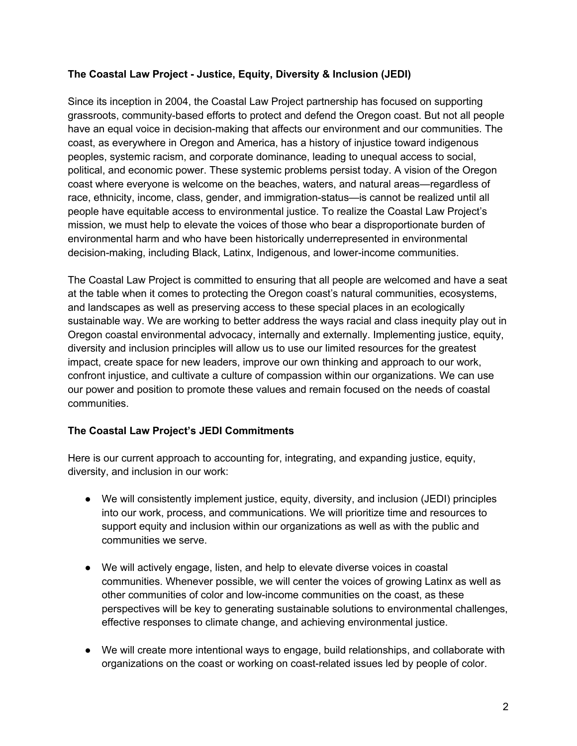**The Coastal Law Project - Justice, Equity, Diversity & Inclusion (JEDI)**

Since its inception in 2004, the Coastal Law Project partnership has focused on supporting grassroots, community-based efforts to protect and defend the Oregon coast. But not all people have an equal voice in decision-making that affects our environment and our communities. The coast, as everywhere in Oregon and America, has a history of injustice toward indigenous peoples, systemic racism, and corporate dominance, leading to unequal access to social, political, and economic power. These systemic problems persist today. A vision of the Oregon coast where everyone is welcome on the beaches, waters, and natural areas—regardless of race, ethnicity, income, class, gender, and immigration-status—is cannot be realized until all people have equitable access to environmental justice. To realize the Coastal Law Project's mission, we must help to elevate the voices of those who bear a disproportionate burden of environmental harm and who have been historically underrepresented in environmental decision-making, including Black, Latinx, Indigenous, and lower-income communities.

The Coastal Law Project is committed to ensuring that all people are welcomed and have a seat at the table when it comes to protecting the Oregon coast's natural communities, ecosystems, and landscapes as well as preserving access to these special places in an ecologically sustainable way. We are working to better address the ways racial and class inequity play out in Oregon coastal environmental advocacy, internally and externally. Implementing justice, equity, diversity and inclusion principles will allow us to use our limited resources for the greatest impact, create space for new leaders, improve our own thinking and approach to our work, confront injustice, and cultivate a culture of compassion within our organizations. We can use our power and position to promote these values and remain focused on the needs of coastal communities.

**The Coastal Law Project's JEDI Commitments**

Here is our current approach to accounting for, integrating, and expanding justice, equity, diversity, and inclusion in our work:

- We will consistently implement justice, equity, diversity, and inclusion (JEDI) principles into our work, process, and communications. We will prioritize time and resources to support equity and inclusion within our organizations as well as with the public and communities we serve.

- We will actively engage, listen, and help to elevate diverse voices in coastal communities. Whenever possible, we will center the voices of growing Latinx as well as other communities of color and low-income communities on the coast, as these perspectives will be key to generating sustainable solutions to environmental challenges, effective responses to climate change, and achieving environmental justice.

- We will create more intentional ways to engage, build relationships, and collaborate with organizations on the coast or working on coast-related issues led by people of color.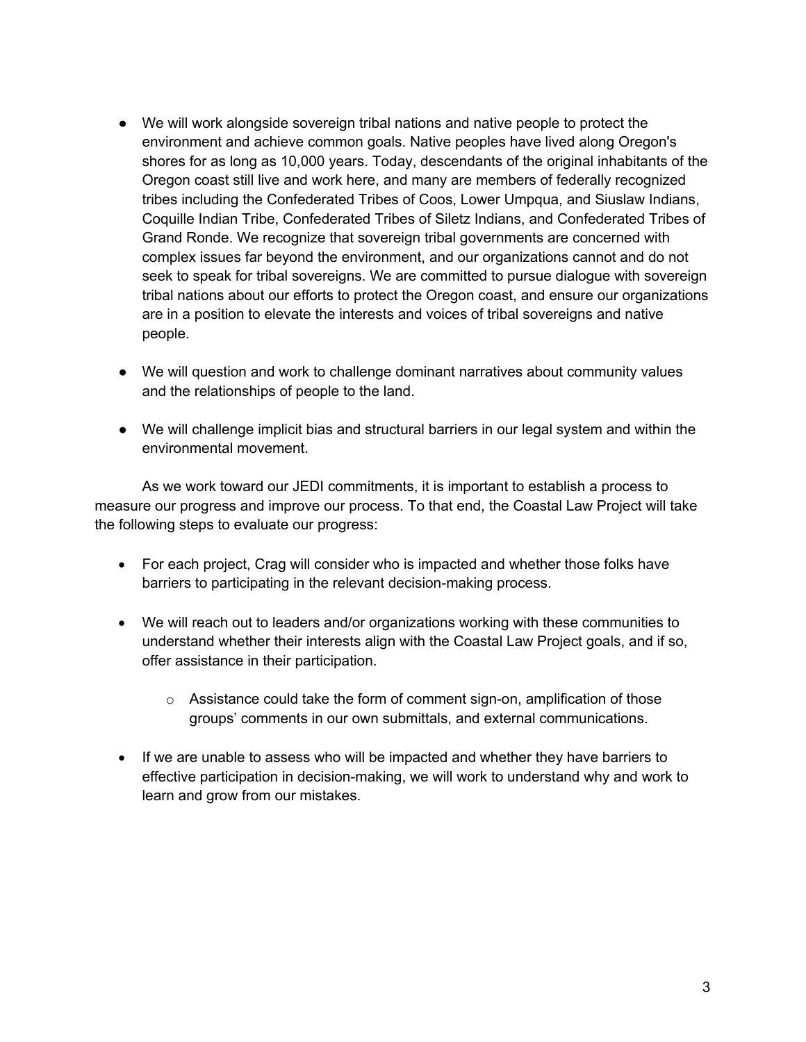- We will work alongside sovereign tribal nations and native people to protect the environment and achieve common goals. Native peoples have lived along Oregon's shores for as long as 10,000 years. Today, descendants of the original inhabitants of the Oregon coast still live and work here, and many are members of federally recognized tribes including the Confederated Tribes of Coos, Lower Umpqua, and Siuslaw Indians, Coquille Indian Tribe, Confederated Tribes of Siletz Indians, and Confederated Tribes of Grand Ronde. We recognize that sovereign tribal governments are concerned with complex issues far beyond the environment, and our organizations cannot and do not seek to speak for tribal sovereigns. We are committed to pursue dialogue with sovereign tribal nations about our efforts to protect the Oregon coast, and ensure our organizations are in a position to elevate the interests and voices of tribal sovereigns and native people.

- We will question and work to challenge dominant narratives about community values and the relationships of people to the land.

- We will challenge implicit bias and structural barriers in our legal system and within the environmental movement.

As we work toward our JEDI commitments, it is important to establish a process to measure our progress and improve our process. To that end, the Coastal Law Project will take the following steps to evaluate our progress:

- For each project, Crag will consider who is impacted and whether those folks have barriers to participating in the relevant decision-making process.

- We will reach out to leaders and/or organizations working with these communities to understand whether their interests align with the Coastal Law Project goals, and if so, offer assistance in their participation.

    - Assistance could take the form of comment sign-on, amplification of those groups' comments in our own submittals, and external communications.

- If we are unable to assess who will be impacted and whether they have barriers to effective participation in decision-making, we will work to understand why and work to learn and grow from our mistakes.